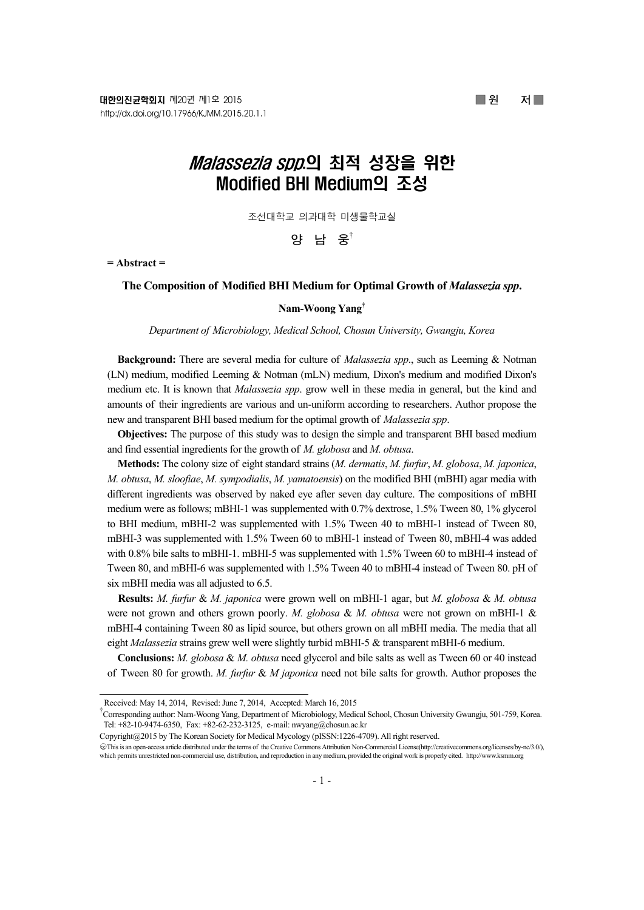■원 저■

# *Malassezia spp.*의 최적 성장을 위한 Modified BHI Medium의 조성

조선대학교 의과대학 미생물학교실

양 남 웅[†]

= Abstract =

## The Composition of Modified BHI Medium for Optimal Growth of *Malassezia spp*.

**Nam-Woong Yang**[†]

*Department of Microbiology, Medical School, Chosun University, Gwangju, Korea*

**Background:** There are several media for culture of *Malassezia spp*., such as Leeming & Notman (LN) medium, modified Leeming & Notman (mLN) medium, Dixon's medium and modified Dixon's medium etc. It is known that *Malassezia spp*. grow well in these media in general, but the kind and amounts of their ingredients are various and un-uniform according to researchers. Author propose the new and transparent BHI based medium for the optimal growth of *Malassezia spp*.

**Objectives:** The purpose of this study was to design the simple and transparent BHI based medium and find essential ingredients for the growth of *M. globosa* and *M. obtusa*.

**Methods:** The colony size of eight standard strains (*M. dermatis*, *M. furfur*, *M. globosa*, *M. japonica*, *M. obtusa*, *M. sloofiae*, *M. sympodialis*, *M. yamatoensis*) on the modified BHI (mBHI) agar media with different ingredients was observed by naked eye after seven day culture. The compositions of mBHI medium were as follows; mBHI-1 was supplemented with 0.7% dextrose, 1.5% Tween 80, 1% glycerol to BHI medium, mBHI-2 was supplemented with 1.5% Tween 40 to mBHI-1 instead of Tween 80, mBHI-3 was supplemented with 1.5% Tween 60 to mBHI-1 instead of Tween 80, mBHI-4 was added with 0.8% bile salts to mBHI-1. mBHI-5 was supplemented with 1.5% Tween 60 to mBHI-4 instead of Tween 80, and mBHI-6 was supplemented with 1.5% Tween 40 to mBHI-4 instead of Tween 80. pH of six mBHI media was all adjusted to 6.5.

**Results:** *M. furfur* & *M. japonica* were grown well on mBHI-1 agar, but *M. globosa* & *M. obtusa* were not grown and others grown poorly. *M. globosa* & *M. obtusa* were not grown on mBHI-1 & mBHI-4 containing Tween 80 as lipid source, but others grown on all mBHI media. The media that all eight *Malassezia* strains grew well were slightly turbid mBHI-5 & transparent mBHI-6 medium.

**Conclusions:** *M. globosa* & *M. obtusa* need glycerol and bile salts as well as Tween 60 or 40 instead of Tween 80 for growth. *M. furfur* & *M japonica* need not bile salts for growth. Author proposes the

---

Received: May 14, 2014, Revised: June 7, 2014, Accepted: March 16, 2015

[†]Corresponding author: Nam-Woong Yang, Department of Microbiology, Medical School, Chosun University Gwangju, 501-759, Korea. Tel: +82-10-9474-6350, Fax: +82-62-232-3125, e-mail: nwyang@chosun.ac.kr

Copyright@2015 by The Korean Society for Medical Mycology (pISSN:1226-4709). All right reserved.

This is an open-access article distributed under the terms of the Creative Commons Attribution Non-Commercial License(http://creativecommons.org/licenses/by-nc/3.0/), which permits unrestricted non-commercial use, distribution, and reproduction in any medium, provided the original work is properly cited. http://www.ksmm.org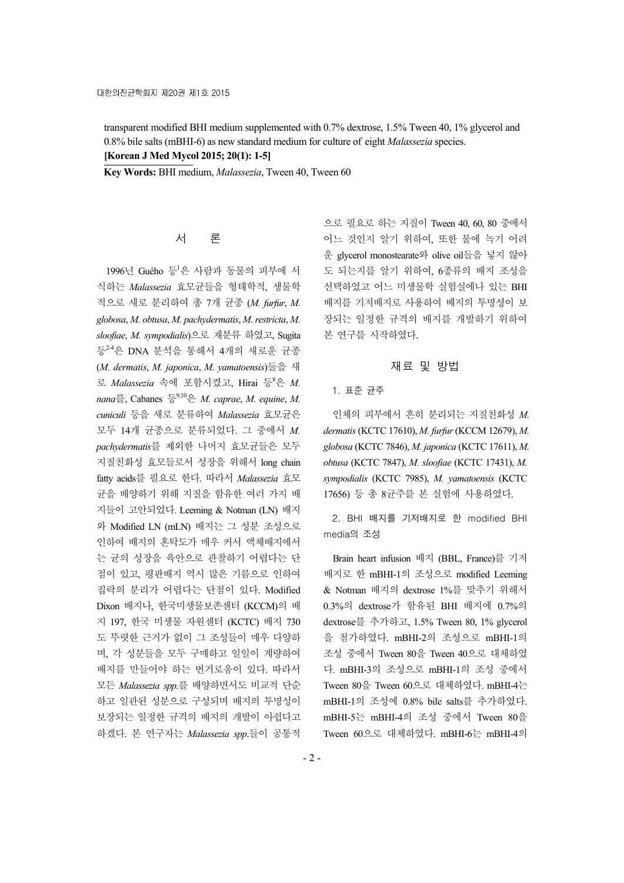transparent modified BHI medium supplemented with 0.7% dextrose, 1.5% Tween 40, 1% glycerol and 0.8% bile salts (mBHI-6) as new standard medium for culture of eight *Malassezia* species.

**[Korean J Med Mycol 2015; 20(1): 1-5]**

**Key Words:** BHI medium, *Malassezia*, Tween 40, Tween 60

## 서 론

1996년 Guého 등[1]은 사람과 동물의 피부에 서식하는 *Malassezia* 효모균들을 형태학적, 생물학적으로 새로 분리하여 총 7개 균종 (*M. furfur*, *M. globosa*, *M. obtusa*, *M. pachydermatis*, *M. restricta*, *M. sloofiae*, *M. sympodialis*)으로 재분류 하였고, Sugita 등[2-4]은 DNA 분석을 통해서 4개의 새로운 균종 (*M. dermatis*, *M. japonica*, *M. yamatoensis*)들을 새로 *Malassezia* 속에 포함시켰고, Hirai 등[8]은 *M. nana*를, Cabanes 등[9,10]은 *M. caprae*, *M. equine*, *M. cuniculi* 등을 새로 분류하여 *Malassezia* 효모균은 모두 14개 균종으로 분류되었다. 그 중에서 *M. pachydermatis*를 제외한 나머지 효모균들은 모두 지질친화성 효모들로서 성장을 위해서 long chain fatty acids를 필요로 한다. 따라서 *Malassezia* 효모균을 배양하기 위해 지질을 함유한 여러 가지 배지들이 고안되었다. Leeming & Notman (LN) 배지와 Modified LN (mLN) 배지는 그 성분 조성으로 인하여 배지의 혼탁도가 매우 커서 액체배지에서는 균의 성장을 육안으로 관찰하기 어렵다는 단점이 있고, 평판배지 역시 많은 기름으로 인하여 집락의 분리가 어렵다는 단점이 있다. Modified Dixon 배지나, 한국미생물보존센터 (KCCM)의 배지 197, 한국 미생물 자원센터 (KCTC) 배지 730도 뚜렷한 근거가 없이 그 조성들이 매우 다양하며, 각 성분들을 모두 구매하고 일일이 계량하여 배지를 만들어야 하는 번거로움이 있다. 따라서 모든 *Malassezia spp.*를 배양하면서도 비교적 단순하고 일관된 성분으로 구성되며 배지의 투명성이 보장되는 일정한 규격의 배지의 개발이 아쉽다고 하겠다. 본 연구자는 *Malassezia spp.*들이 공통적으로 필요로 하는 지질이 Tween 40, 60, 80 중에서 어느 것인지 알기 위하여, 또한 물에 녹기 어려운 glycerol monostearate와 olive oil들을 넣지 않아도 되는지를 알기 위하여, 6종류의 배지 조성을 선택하였고 어느 미생물학 실험실에나 있는 BHI 배지를 기저배지로 사용하여 배지의 투명성이 보장되는 일정한 규격의 배지를 개발하기 위하여 본 연구를 시작하였다.

## 재료 및 방법

### 1. 표준 균주

인체의 피부에서 흔히 분리되는 지질친화성 *M. dermatis* (KCTC 17610), *M. furfur* (KCCM 12679), *M. globosa* (KCTC 7846), *M. japonica* (KCTC 17611), *M. obtusa* (KCTC 7847), *M. sloofiae* (KCTC 17431), *M. sympodialis* (KCTC 7985), *M. yamatoensis* (KCTC 17656) 등 총 8균주를 본 실험에 사용하였다.

### 2. BHI 배지를 기저배지로 한 modified BHI media의 조성

Brain heart infusion 배지 (BBL, France)를 기저배지로 한 mBHI-1의 조성으로 modified Leeming & Notman 배지의 dextrose 1%를 맞추기 위해서 0.3%의 dextrose가 함유된 BHI 배지에 0.7%의 dextrose를 추가하고, 1.5% Tween 80, 1% glycerol을 첨가하였다. mBHI-2의 조성으로 mBHI-1의 조성 중에서 Tween 80을 Tween 40으로 대체하였다. mBHI-3의 조성으로 mBHI-1의 조성 중에서 Tween 80을 Tween 60으로 대체하였다. mBHI-4는 mBHI-1의 조성에 0.8% bile salts를 추가하였다. mBHI-5는 mBHI-4의 조성 중에서 Tween 80을 Tween 60으로 대체하였다. mBHI-6는 mBHI-4의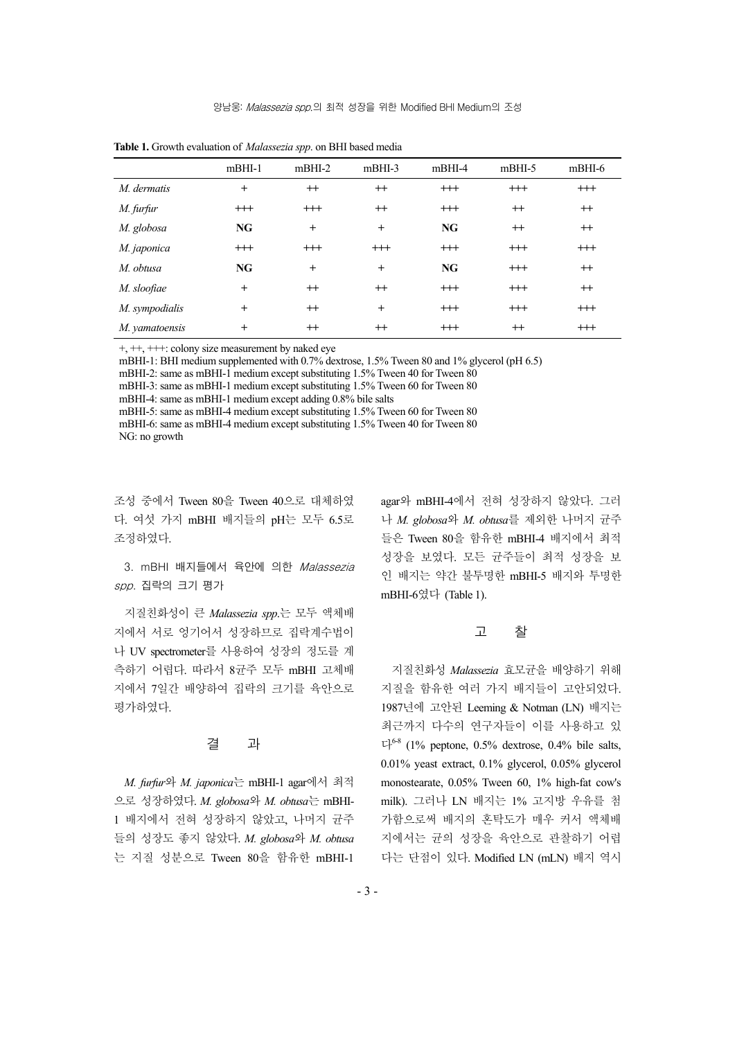**Table 1.** Growth evaluation of *Malassezia spp*. on BHI based media

| | mBHI-1 | mBHI-2 | mBHI-3 | mBHI-4 | mBHI-5 | mBHI-6 |
|---|---|---|---|---|---|---|
| *M. dermatis* | + | ++ | ++ | +++ | +++ | +++ |
| *M. furfur* | +++ | +++ | ++ | +++ | ++ | ++ |
| *M. globosa* | **NG** | + | + | **NG** | ++ | ++ |
| *M. japonica* | +++ | +++ | +++ | +++ | +++ | +++ |
| *M. obtusa* | **NG** | + | + | **NG** | +++ | ++ |
| *M. sloofiae* | + | ++ | ++ | +++ | +++ | ++ |
| *M. sympodialis* | + | ++ | + | +++ | +++ | +++ |
| *M. yamatoensis* | + | ++ | ++ | +++ | ++ | +++ |

+, ++, +++: colony size measurement by naked eye
mBHI-1: BHI medium supplemented with 0.7% dextrose, 1.5% Tween 80 and 1% glycerol (pH 6.5)
mBHI-2: same as mBHI-1 medium except substituting 1.5% Tween 40 for Tween 80
mBHI-3: same as mBHI-1 medium except substituting 1.5% Tween 60 for Tween 80
mBHI-4: same as mBHI-1 medium except adding 0.8% bile salts
mBHI-5: same as mBHI-4 medium except substituting 1.5% Tween 60 for Tween 80
mBHI-6: same as mBHI-4 medium except substituting 1.5% Tween 40 for Tween 80
NG: no growth

조성 중에서 Tween 80을 Tween 40으로 대체하였다. 여섯 가지 mBHI 배지들의 pH는 모두 6.5로 조정하였다.

### 3. mBHI 배지들에서 육안에 의한 *Malassezia spp.* 집락의 크기 평가

지질친화성이 큰 *Malassezia spp.*는 모두 액체배지에서 서로 엉기어서 성장하므로 집락계수법이나 UV spectrometer를 사용하여 성장의 정도를 계측하기 어렵다. 따라서 8균주 모두 mBHI 고체배지에서 7일간 배양하여 집락의 크기를 육안으로 평가하였다.

## 결 과

*M. furfur*와 *M. japonica*는 mBHI-1 agar에서 최적으로 성장하였다. *M. globosa*와 *M. obtusa*는 mBHI-1 배지에서 전혀 성장하지 않았고, 나머지 균주들의 성장도 좋지 않았다. *M. globosa*와 *M. obtusa*는 지질 성분으로 Tween 80을 함유한 mBHI-1 agar와 mBHI-4에서 전혀 성장하지 않았다. 그러나 *M. globosa*와 *M. obtusa*를 제외한 나머지 균주들은 Tween 80을 함유한 mBHI-4 배지에서 최적 성장을 보였다. 모든 균주들이 최적 성장을 보인 배지는 약간 불투명한 mBHI-5 배지와 투명한 mBHI-6였다 (Table 1).

## 고 찰

지질친화성 *Malassezia* 효모균을 배양하기 위해 지질을 함유한 여러 가지 배지들이 고안되었다. 1987년에 고안된 Leeming & Notman (LN) 배지는 최근까지 다수의 연구자들이 이를 사용하고 있다[6-8] (1% peptone, 0.5% dextrose, 0.4% bile salts, 0.01% yeast extract, 0.1% glycerol, 0.05% glycerol monostearate, 0.05% Tween 60, 1% high-fat cow's milk). 그러나 LN 배지는 1% 고지방 우유를 첨가함으로써 배지의 혼탁도가 매우 커서 액체배지에서는 균의 성장을 육안으로 관찰하기 어렵다는 단점이 있다. Modified LN (mLN) 배지 역시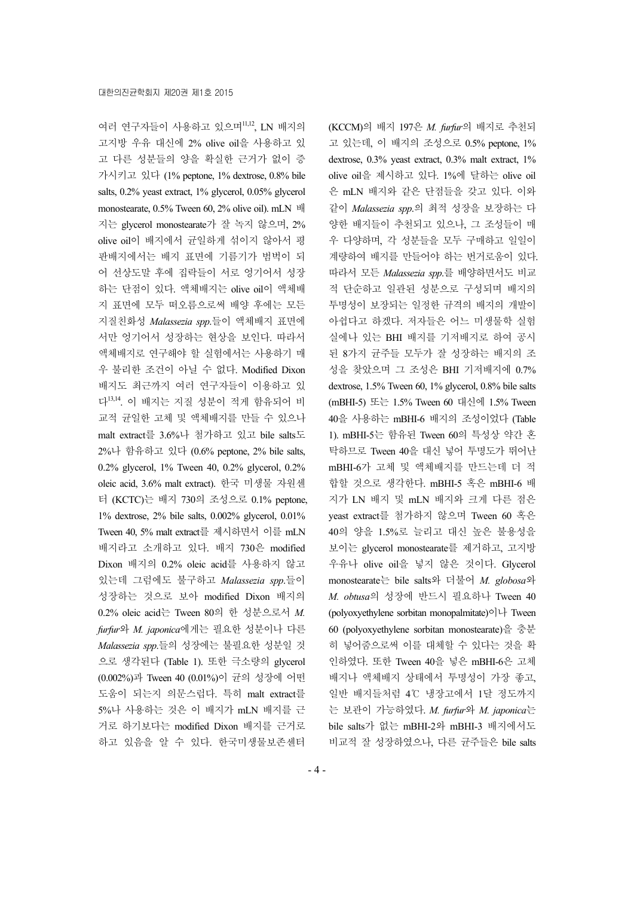여러 연구자들이 사용하고 있으며[11,12], LN 배지의 고지방 우유 대신에 2% olive oil을 사용하고 있고 다른 성분들의 양을 확실한 근거가 없이 증가시키고 있다 (1% peptone, 1% dextrose, 0.8% bile salts, 0.2% yeast extract, 1% glycerol, 0.05% glycerol monostearate, 0.5% Tween 60, 2% olive oil). mLN 배지는 glycerol monostearate가 잘 녹지 않으며, 2% olive oil이 배지에서 균일하게 섞이지 않아서 평판배지에서는 배지 표면에 기름기가 범벅이 되어 선상도말 후에 집락들이 서로 엉기어서 성장하는 단점이 있다. 액체배지는 olive oil이 액체배지 표면에 모두 떠오름으로써 배양 후에는 모든 지질친화성 *Malassezia spp.*들이 액체배지 표면에서만 엉기어서 성장하는 현상을 보인다. 따라서 액체배지로 연구해야 할 실험에서는 사용하기 매우 불리한 조건이 아닐 수 없다. Modified Dixon 배지도 최근까지 여러 연구자들이 이용하고 있다[13,14]. 이 배지는 지질 성분이 적게 함유되어 비교적 균일한 고체 및 액체배지를 만들 수 있으나 malt extract를 3.6%나 첨가하고 있고 bile salts도 2%나 함유하고 있다 (0.6% peptone, 2% bile salts, 0.2% glycerol, 1% Tween 40, 0.2% glycerol, 0.2% oleic acid, 3.6% malt extract). 한국 미생물 자원센터 (KCTC)는 배지 730의 조성으로 0.1% peptone, 1% dextrose, 2% bile salts, 0.002% glycerol, 0.01% Tween 40, 5% malt extract를 제시하면서 이를 mLN 배지라고 소개하고 있다. 배지 730은 modified Dixon 배지의 0.2% oleic acid를 사용하지 않고 있는데 그럼에도 불구하고 *Malassezia spp.*들이 성장하는 것으로 보아 modified Dixon 배지의 0.2% oleic acid는 Tween 80의 한 성분으로서 *M. furfur*와 *M. japonica*에게는 필요한 성분이나 다른 *Malassezia spp.*들의 성장에는 불필요한 성분일 것으로 생각된다 (Table 1). 또한 극소량의 glycerol (0.002%)과 Tween 40 (0.01%)이 균의 성장에 어떤 도움이 되는지 의문스럽다. 특히 malt extract를 5%나 사용하는 것은 이 배지가 mLN 배지를 근거로 하기보다는 modified Dixon 배지를 근거로 하고 있음을 알 수 있다. 한국미생물보존센터 (KCCM)의 배지 197은 *M. furfur*의 배지로 추천되고 있는데, 이 배지의 조성으로 0.5% peptone, 1% dextrose, 0.3% yeast extract, 0.3% malt extract, 1% olive oil을 제시하고 있다. 1%에 달하는 olive oil은 mLN 배지와 같은 단점들을 갖고 있다. 이와 같이 *Malassezia spp.*의 최적 성장을 보장하는 다양한 배지들이 추천되고 있으나, 그 조성들이 매우 다양하며, 각 성분들을 모두 구매하고 일일이 계량하여 배지를 만들어야 하는 번거로움이 있다. 따라서 모든 *Malassezia spp.*를 배양하면서도 비교적 단순하고 일관된 성분으로 구성되며 배지의 투명성이 보장되는 일정한 규격의 배지의 개발이 아쉽다고 하겠다. 저자들은 어느 미생물학 실험실에나 있는 BHI 배지를 기저배지로 하여 공시된 8가지 균주들 모두가 잘 성장하는 배지의 조성을 찾았으며 그 조성은 BHI 기저배지에 0.7% dextrose, 1.5% Tween 60, 1% glycerol, 0.8% bile salts (mBHI-5) 또는 1.5% Tween 60 대신에 1.5% Tween 40을 사용하는 mBHI-6 배지의 조성이었다 (Table 1). mBHI-5는 함유된 Tween 60의 특성상 약간 혼탁하므로 Tween 40을 대신 넣어 투명도가 뛰어난 mBHI-6가 고체 및 액체배지를 만드는데 더 적합할 것으로 생각한다. mBHI-5 혹은 mBHI-6 배지가 LN 배지 및 mLN 배지와 크게 다른 점은 yeast extract를 첨가하지 않으며 Tween 60 혹은 40의 양을 1.5%로 늘리고 대신 높은 불용성을 보이는 glycerol monostearate를 제거하고, 고지방 우유나 olive oil을 넣지 않은 것이다. Glycerol monostearate는 bile salts와 더불어 *M. globosa*와 *M. obtusa*의 성장에 반드시 필요하나 Tween 40 (polyoxyethylene sorbitan monopalmitate)이나 Tween 60 (polyoxyethylene sorbitan monostearate)을 충분히 넣어줌으로써 이를 대체할 수 있다는 것을 확인하였다. 또한 Tween 40을 넣은 mBHI-6은 고체배지나 액체배지 상태에서 투명성이 가장 좋고, 일반 배지들처럼 4℃ 냉장고에서 1달 정도까지는 보관이 가능하였다. *M. furfur*와 *M. japonica*는 bile salts가 없는 mBHI-2와 mBHI-3 배지에서도 비교적 잘 성장하였으나, 다른 균주들은 bile salts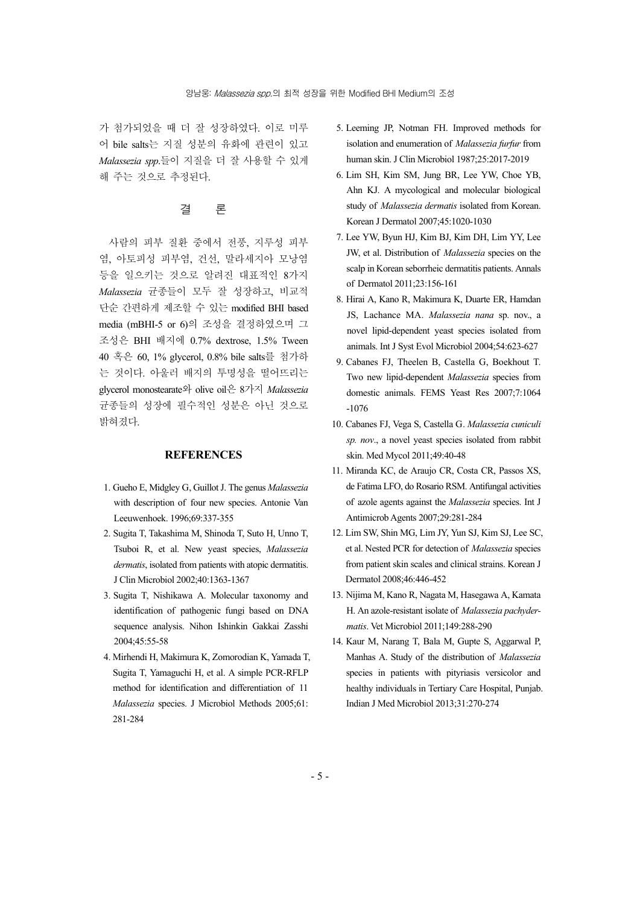가 첨가되었을 때 더 잘 성장하였다. 이로 미루어 bile salts는 지질 성분의 유화에 관련이 있고 *Malassezia spp.*들이 지질을 더 잘 사용할 수 있게 해 주는 것으로 추정된다.

## 결 론

사람의 피부 질환 중에서 전풍, 지루성 피부염, 아토피성 피부염, 건선, 말라세지아 모낭염 등을 일으키는 것으로 알려진 대표적인 8가지 *Malassezia* 균종들이 모두 잘 성장하고, 비교적 단순 간편하게 제조할 수 있는 modified BHI based media (mBHI-5 or 6)의 조성을 결정하였으며 그 조성은 BHI 배지에 0.7% dextrose, 1.5% Tween 40 혹은 60, 1% glycerol, 0.8% bile salts를 첨가하는 것이다. 아울러 배지의 투명성을 떨어뜨리는 glycerol monostearate와 olive oil은 8가지 *Malassezia* 균종들의 성장에 필수적인 성분은 아닌 것으로 밝혀졌다.

## REFERENCES

1. Gueho E, Midgley G, Guillot J. The genus *Malassezia* with description of four new species. Antonie Van Leeuwenhoek. 1996;69:337-355
2. Sugita T, Takashima M, Shinoda T, Suto H, Unno T, Tsuboi R, et al. New yeast species, *Malassezia dermatis*, isolated from patients with atopic dermatitis. J Clin Microbiol 2002;40:1363-1367
3. Sugita T, Nishikawa A. Molecular taxonomy and identification of pathogenic fungi based on DNA sequence analysis. Nihon Ishinkin Gakkai Zasshi 2004;45:55-58
4. Mirhendi H, Makimura K, Zomorodian K, Yamada T, Sugita T, Yamaguchi H, et al. A simple PCR-RFLP method for identification and differentiation of 11 *Malassezia* species. J Microbiol Methods 2005;61: 281-284
5. Leeming JP, Notman FH. Improved methods for isolation and enumeration of *Malassezia furfur* from human skin. J Clin Microbiol 1987;25:2017-2019
6. Lim SH, Kim SM, Jung BR, Lee YW, Choe YB, Ahn KJ. A mycological and molecular biological study of *Malassezia dermatis* isolated from Korean. Korean J Dermatol 2007;45:1020-1030
7. Lee YW, Byun HJ, Kim BJ, Kim DH, Lim YY, Lee JW, et al. Distribution of *Malassezia* species on the scalp in Korean seborrheic dermatitis patients. Annals of Dermatol 2011;23:156-161
8. Hirai A, Kano R, Makimura K, Duarte ER, Hamdan JS, Lachance MA. *Malassezia nana* sp. nov., a novel lipid-dependent yeast species isolated from animals. Int J Syst Evol Microbiol 2004;54:623-627
9. Cabanes FJ, Theelen B, Castella G, Boekhout T. Two new lipid-dependent *Malassezia* species from domestic animals. FEMS Yeast Res 2007;7:1064 -1076
10. Cabanes FJ, Vega S, Castella G. *Malassezia cuniculi sp. nov*., a novel yeast species isolated from rabbit skin. Med Mycol 2011;49:40-48
11. Miranda KC, de Araujo CR, Costa CR, Passos XS, de Fatima LFO, do Rosario RSM. Antifungal activities of azole agents against the *Malassezia* species. Int J Antimicrob Agents 2007;29:281-284
12. Lim SW, Shin MG, Lim JY, Yun SJ, Kim SJ, Lee SC, et al. Nested PCR for detection of *Malassezia* species from patient skin scales and clinical strains. Korean J Dermatol 2008;46:446-452
13. Nijima M, Kano R, Nagata M, Hasegawa A, Kamata H. An azole-resistant isolate of *Malassezia pachydermatis*. Vet Microbiol 2011;149:288-290
14. Kaur M, Narang T, Bala M, Gupte S, Aggarwal P, Manhas A. Study of the distribution of *Malassezia* species in patients with pityriasis versicolor and healthy individuals in Tertiary Care Hospital, Punjab. Indian J Med Microbiol 2013;31:270-274